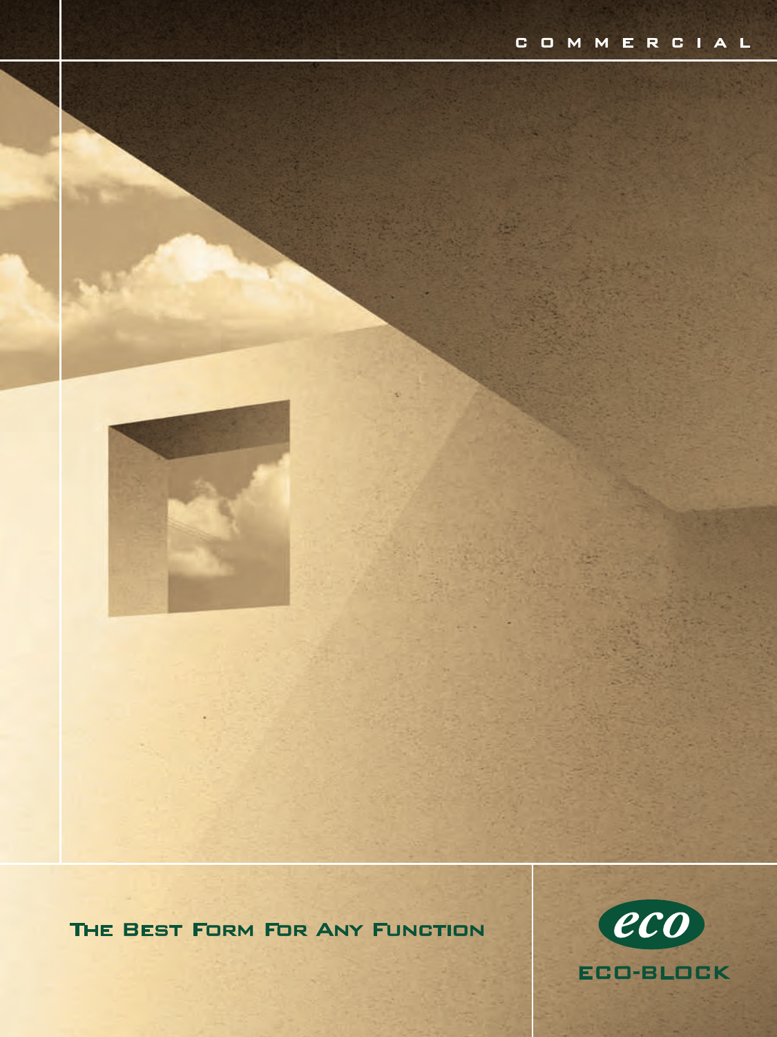COMMERCIAL

# The Best Form For Any Function

eco

ECO-BLOCK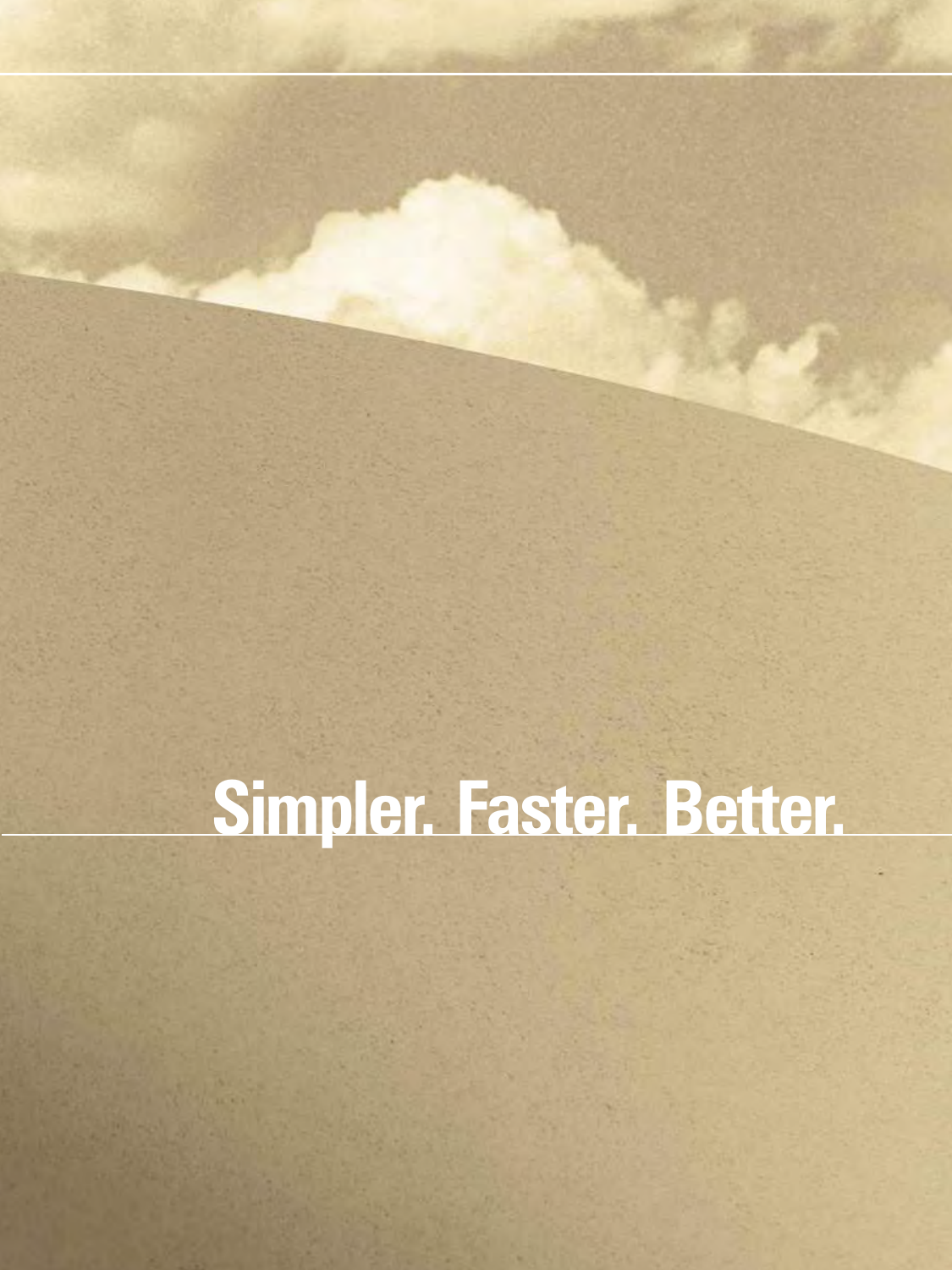# Simpler. Faster. Better.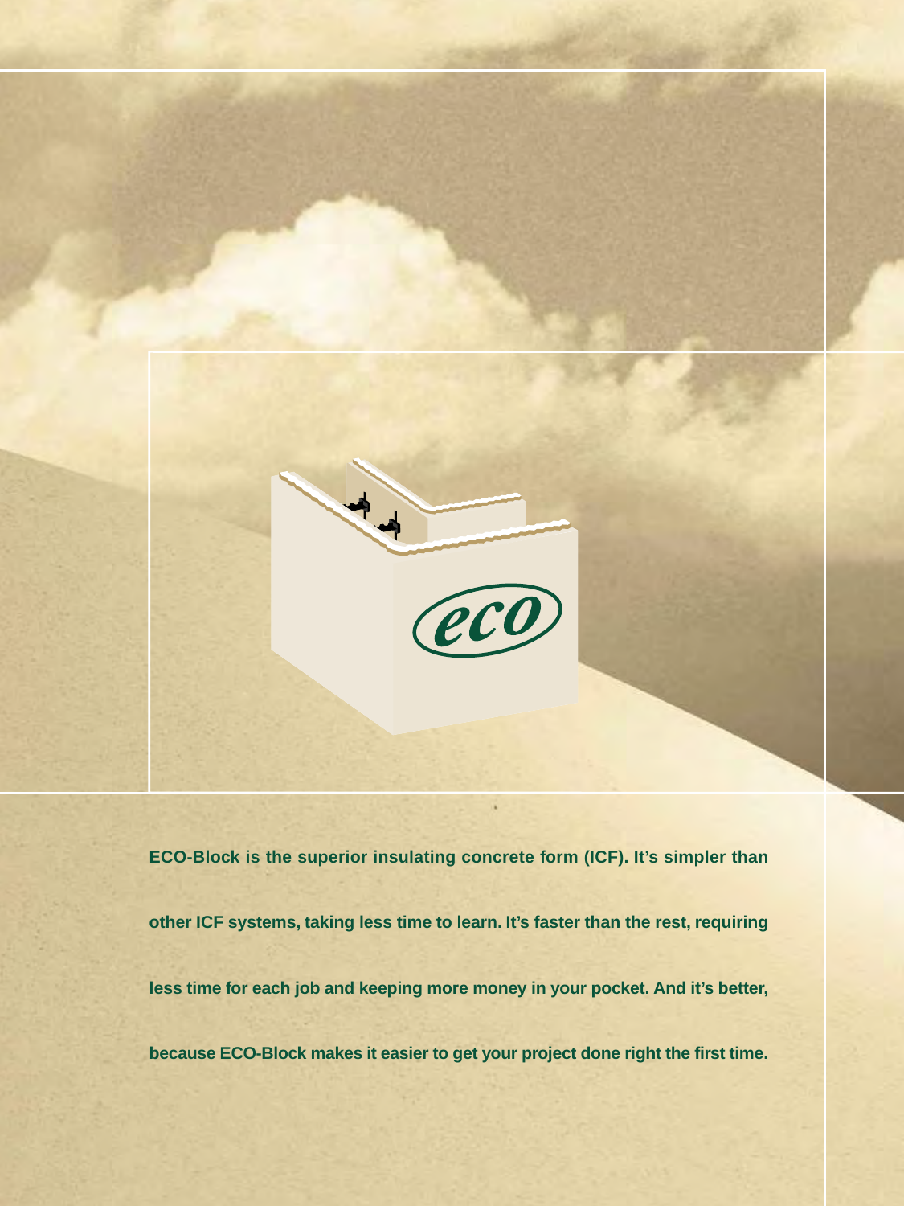**ECO-Block is the superior insulating concrete form (ICF). It's simpler than other ICF systems, taking less time to learn. It's faster than the rest, requiring less time for each job and keeping more money in your pocket. And it's better, because ECO-Block makes it easier to get your project done right the first time.**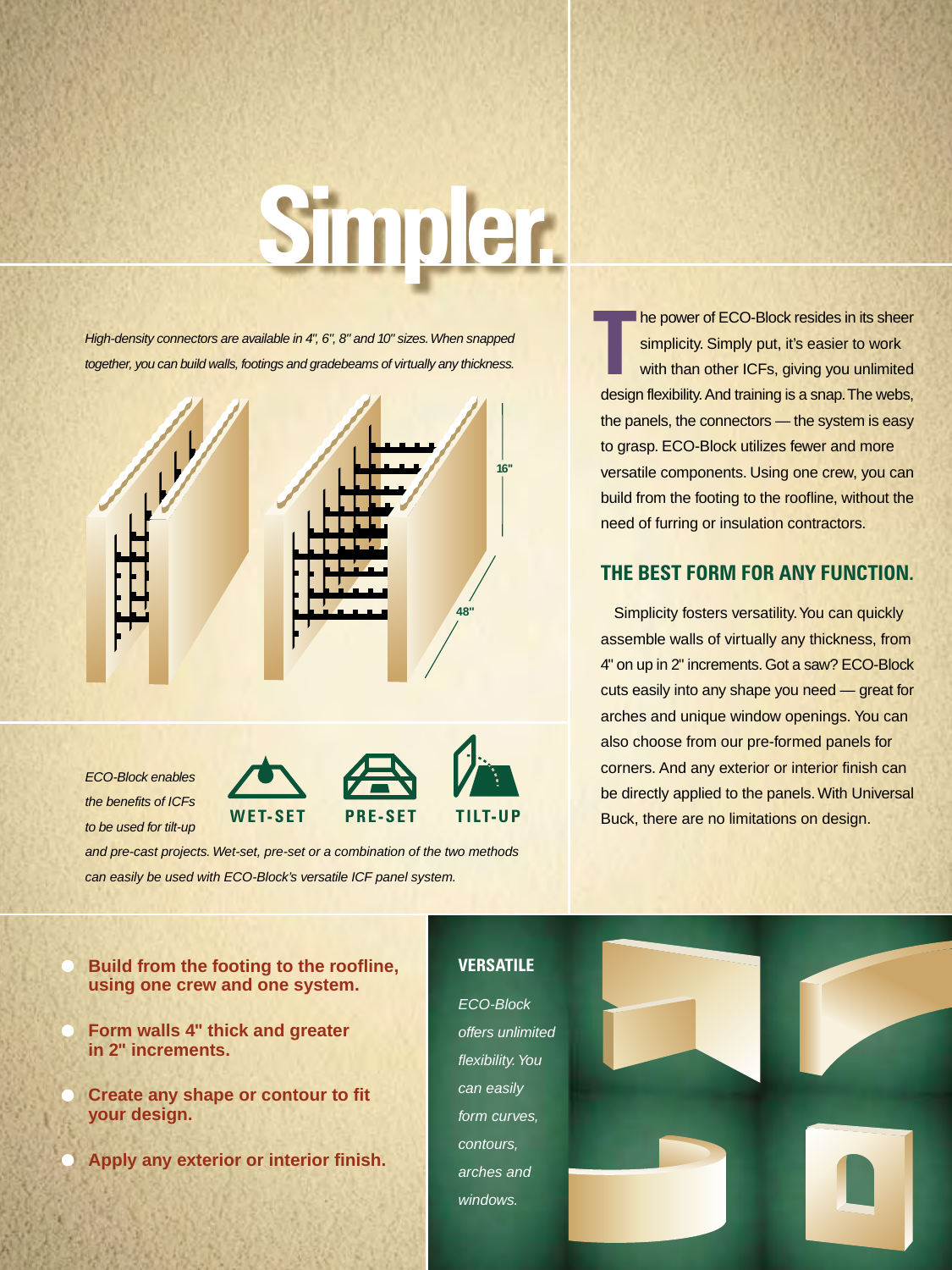# Simpler.

*High-density connectors are available in 4", 6", 8" and 10" sizes. When snapped together, you can build walls, footings and gradebeams of virtually any thickness.*

16"

48"

*ECO-Block enables the benefits of ICFs to be used for tilt-up and pre-cast projects. Wet-set, pre-set or a combination of the two methods can easily be used with ECO-Block's versatile ICF panel system.*

WET-SET PRE-SET TILT-UP

The power of ECO-Block resides in its sheer simplicity. Simply put, it's easier to work with than other ICFs, giving you unlimited design flexibility. And training is a snap. The webs, the panels, the connectors — the system is easy to grasp. ECO-Block utilizes fewer and more versatile components. Using one crew, you can build from the footing to the roofline, without the need of furring or insulation contractors.

## THE BEST FORM FOR ANY FUNCTION.

Simplicity fosters versatility. You can quickly assemble walls of virtually any thickness, from 4" on up in 2" increments. Got a saw? ECO-Block cuts easily into any shape you need — great for arches and unique window openings. You can also choose from our pre-formed panels for corners. And any exterior or interior finish can be directly applied to the panels. With Universal Buck, there are no limitations on design.

- **Build from the footing to the roofline, using one crew and one system.**
- **Form walls 4" thick and greater in 2" increments.**
- **Create any shape or contour to fit your design.**
- **Apply any exterior or interior finish.**

### VERSATILE

*ECO-Block offers unlimited flexibility. You can easily form curves, contours, arches and windows.*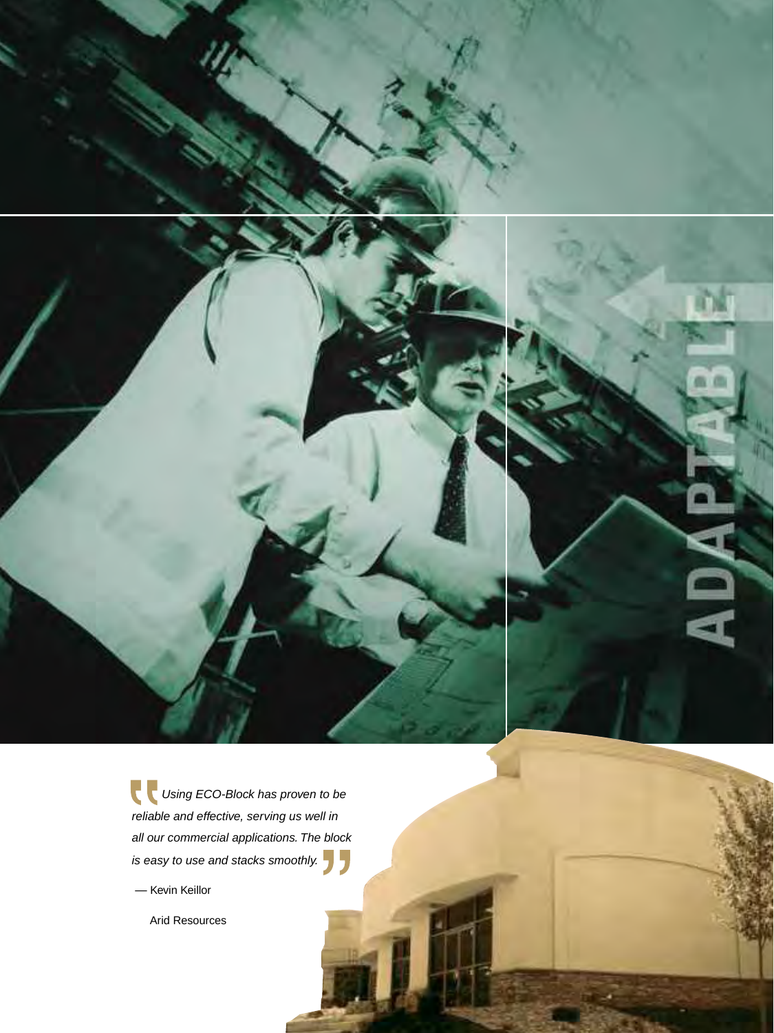# ADAPTABLE

*Using ECO-Block has proven to be reliable and effective, serving us well in all our commercial applications. The block is easy to use and stacks smoothly.*

— Kevin Keillor

Arid Resources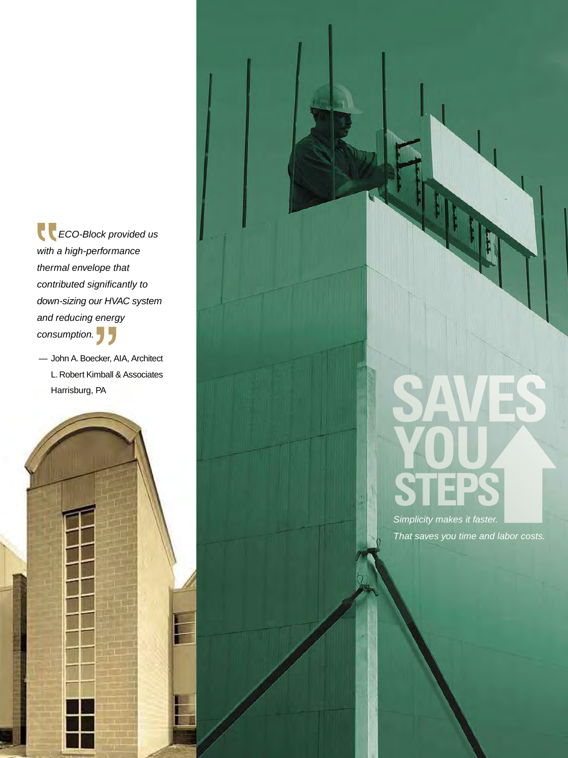*"ECO-Block provided us with a high-performance thermal envelope that contributed significantly to down-sizing our HVAC system and reducing energy consumption."*

— John A. Boecker, AIA, Architect
L. Robert Kimball & Associates
Harrisburg, PA

# SAVES YOU STEPS

*Simplicity makes it faster. That saves you time and labor costs.*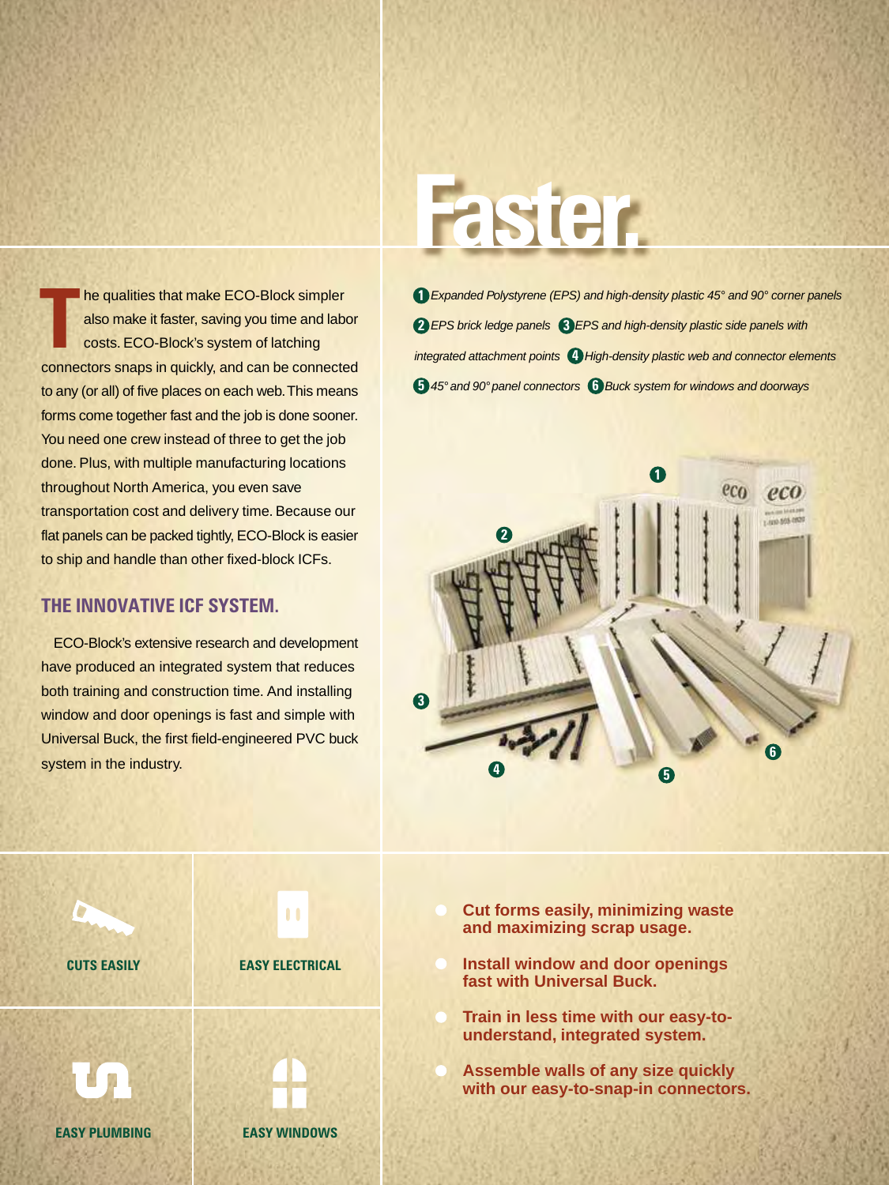# Faster.

The qualities that make ECO-Block simpler also make it faster, saving you time and labor costs. ECO-Block's system of latching connectors snaps in quickly, and can be connected to any (or all) of five places on each web. This means forms come together fast and the job is done sooner. You need one crew instead of three to get the job done. Plus, with multiple manufacturing locations throughout North America, you even save transportation cost and delivery time. Because our flat panels can be packed tightly, ECO-Block is easier to ship and handle than other fixed-block ICFs.

## THE INNOVATIVE ICF SYSTEM.

ECO-Block's extensive research and development have produced an integrated system that reduces both training and construction time. And installing window and door openings is fast and simple with Universal Buck, the first field-engineered PVC buck system in the industry.

*1 Expanded Polystyrene (EPS) and high-density plastic 45° and 90° corner panels 2 EPS brick ledge panels 3 EPS and high-density plastic side panels with integrated attachment points 4 High-density plastic web and connector elements 5 45° and 90° panel connectors 6 Buck system for windows and doorways*

**CUTS EASILY**

**EASY ELECTRICAL**

**EASY PLUMBING**

**EASY WINDOWS**

- **Cut forms easily, minimizing waste and maximizing scrap usage.**
- **Install window and door openings fast with Universal Buck.**
- **Train in less time with our easy-to-understand, integrated system.**
- **Assemble walls of any size quickly with our easy-to-snap-in connectors.**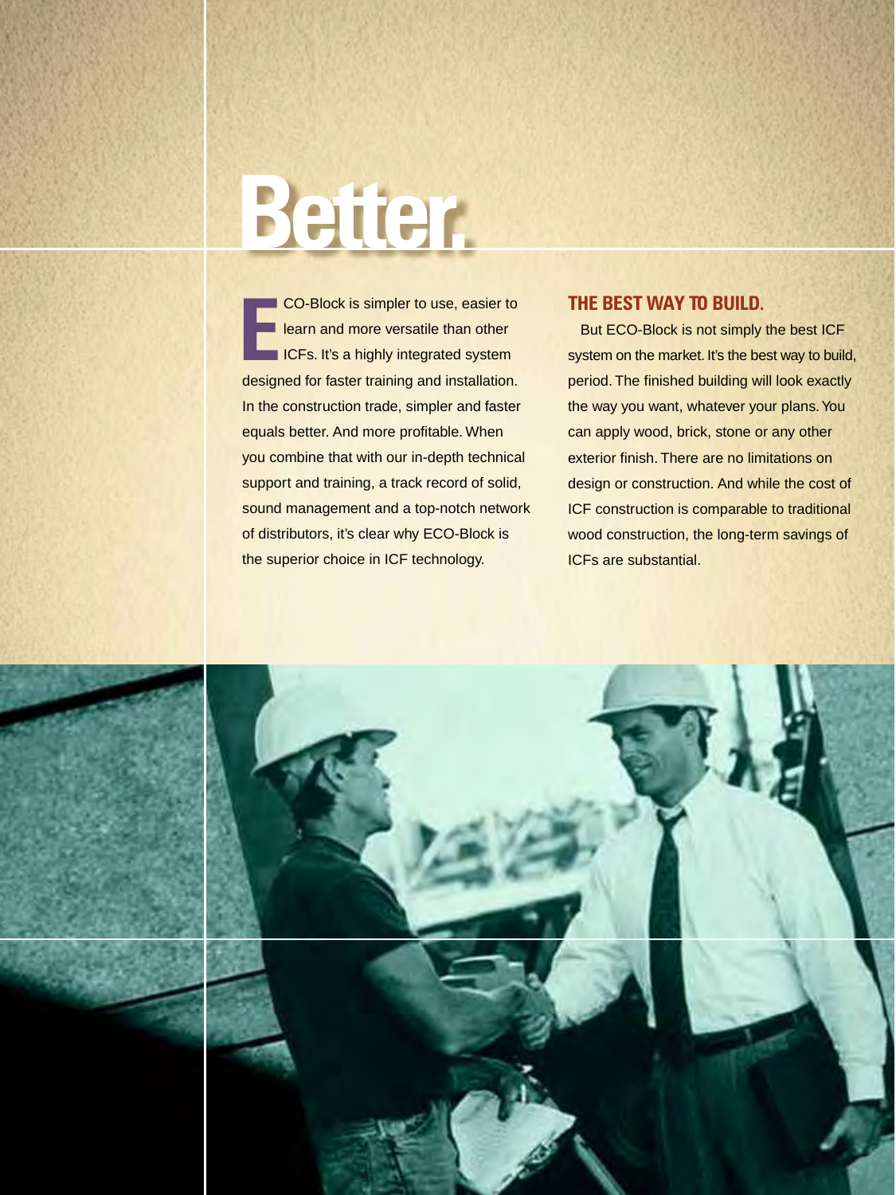# Better.

ECO-Block is simpler to use, easier to learn and more versatile than other ICFs. It's a highly integrated system designed for faster training and installation. In the construction trade, simpler and faster equals better. And more profitable. When you combine that with our in-depth technical support and training, a track record of solid, sound management and a top-notch network of distributors, it's clear why ECO-Block is the superior choice in ICF technology.

## THE BEST WAY TO BUILD.

But ECO-Block is not simply the best ICF system on the market. It's the best way to build, period. The finished building will look exactly the way you want, whatever your plans. You can apply wood, brick, stone or any other exterior finish. There are no limitations on design or construction. And while the cost of ICF construction is comparable to traditional wood construction, the long-term savings of ICFs are substantial.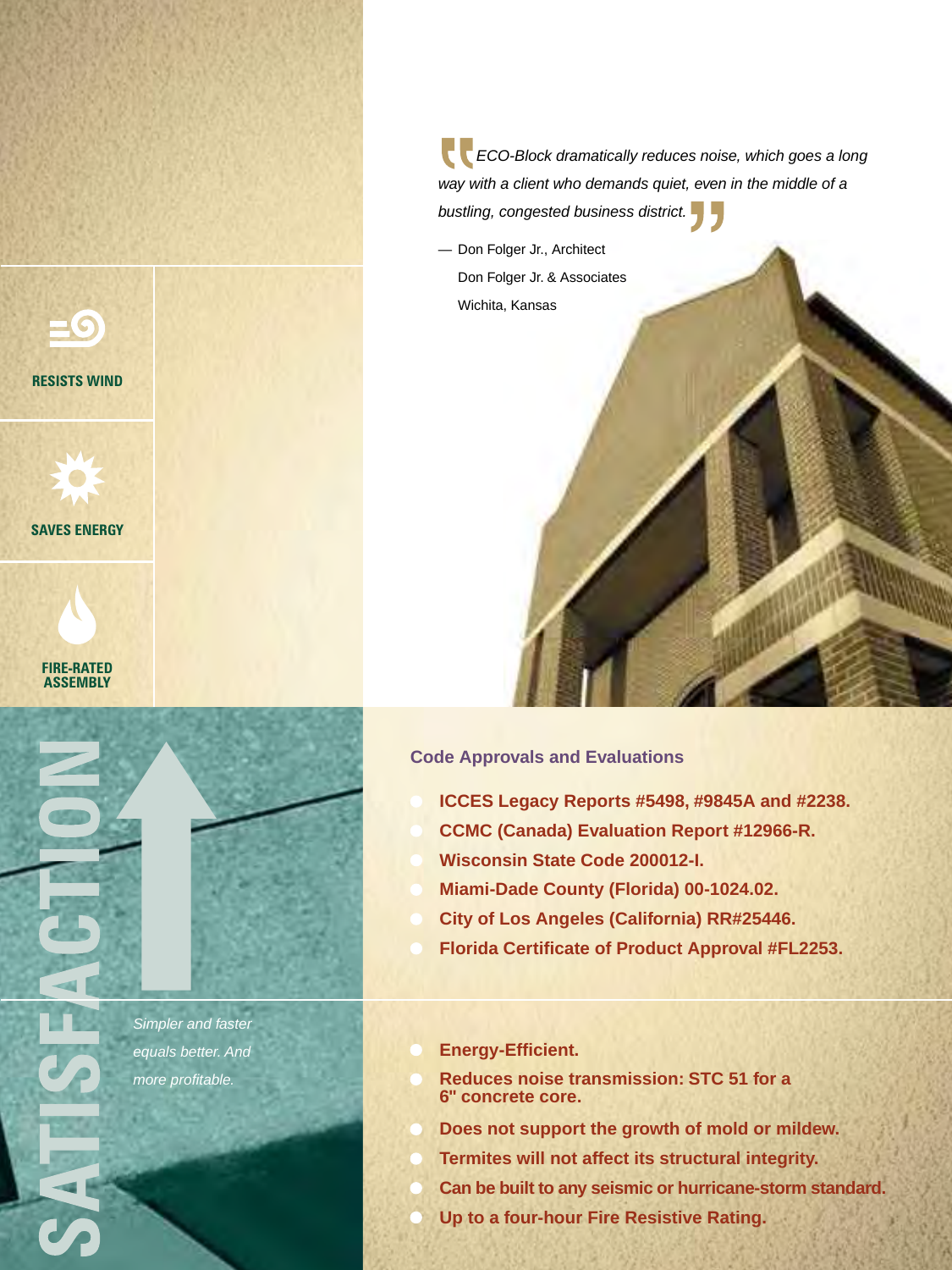> *ECO-Block dramatically reduces noise, which goes a long way with a client who demands quiet, even in the middle of a bustling, congested business district.*
>
> — Don Folger Jr., Architect
> Don Folger Jr. & Associates
> Wichita, Kansas

**RESISTS WIND**

**SAVES ENERGY**

**FIRE-RATED ASSEMBLY**

## SATISFACTION

*Simpler and faster equals better. And more profitable.*

### Code Approvals and Evaluations

- **ICCES Legacy Reports #5498, #9845A and #2238.**
- **CCMC (Canada) Evaluation Report #12966-R.**
- **Wisconsin State Code 200012-I.**
- **Miami-Dade County (Florida) 00-1024.02.**
- **City of Los Angeles (California) RR#25446.**
- **Florida Certificate of Product Approval #FL2253.**

- **Energy-Efficient.**
- **Reduces noise transmission: STC 51 for a 6" concrete core.**
- **Does not support the growth of mold or mildew.**
- **Termites will not affect its structural integrity.**
- **Can be built to any seismic or hurricane-storm standard.**
- **Up to a four-hour Fire Resistive Rating.**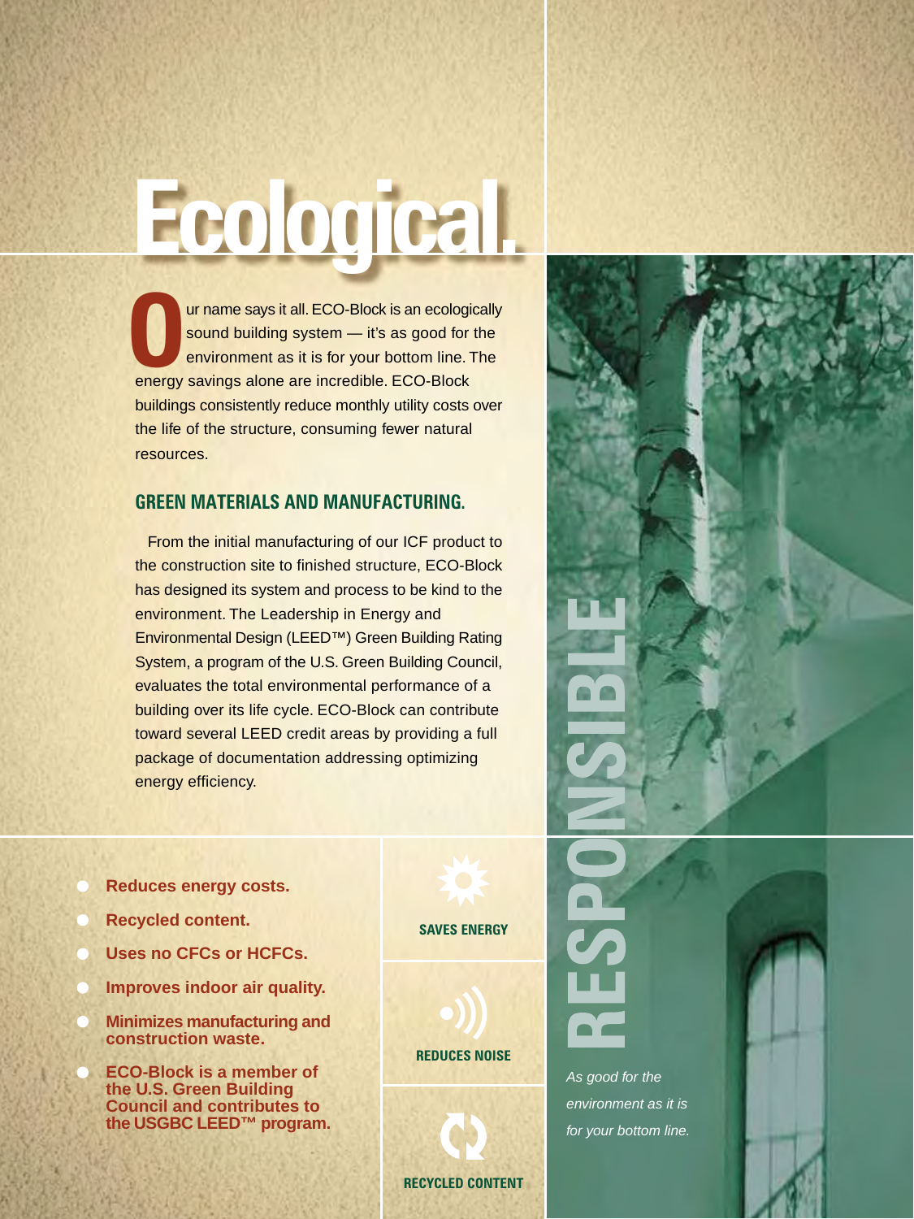# Ecological.

Our name says it all. ECO-Block is an ecologically sound building system — it's as good for the environment as it is for your bottom line. The energy savings alone are incredible. ECO-Block buildings consistently reduce monthly utility costs over the life of the structure, consuming fewer natural resources.

## GREEN MATERIALS AND MANUFACTURING.

From the initial manufacturing of our ICF product to the construction site to finished structure, ECO-Block has designed its system and process to be kind to the environment. The Leadership in Energy and Environmental Design (LEED™) Green Building Rating System, a program of the U.S. Green Building Council, evaluates the total environmental performance of a building over its life cycle. ECO-Block can contribute toward several LEED credit areas by providing a full package of documentation addressing optimizing energy efficiency.

- **Reduces energy costs.**
- **Recycled content.**
- **Uses no CFCs or HCFCs.**
- **Improves indoor air quality.**
- **Minimizes manufacturing and construction waste.**
- **ECO-Block is a member of the U.S. Green Building Council and contributes to the USGBC LEED™ program.**

**SAVES ENERGY**

**REDUCES NOISE**

**RECYCLED CONTENT**

**RESPONSIBLE**

*As good for the environment as it is for your bottom line.*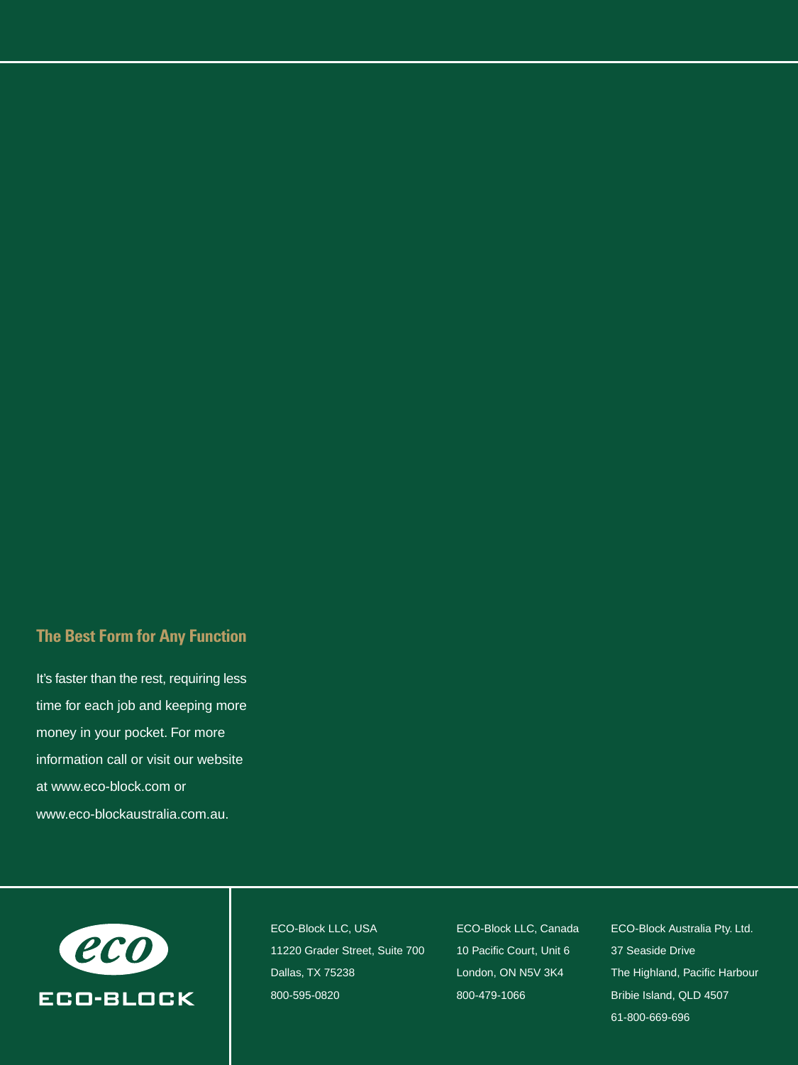## The Best Form for Any Function

It's faster than the rest, requiring less time for each job and keeping more money in your pocket. For more information call or visit our website at www.eco-block.com or www.eco-blockaustralia.com.au.

eco

ECO-BLOCK

ECO-Block LLC, USA
11220 Grader Street, Suite 700
Dallas, TX 75238
800-595-0820

ECO-Block LLC, Canada
10 Pacific Court, Unit 6
London, ON N5V 3K4
800-479-1066

ECO-Block Australia Pty. Ltd.
37 Seaside Drive
The Highland, Pacific Harbour
Bribie Island, QLD 4507
61-800-669-696